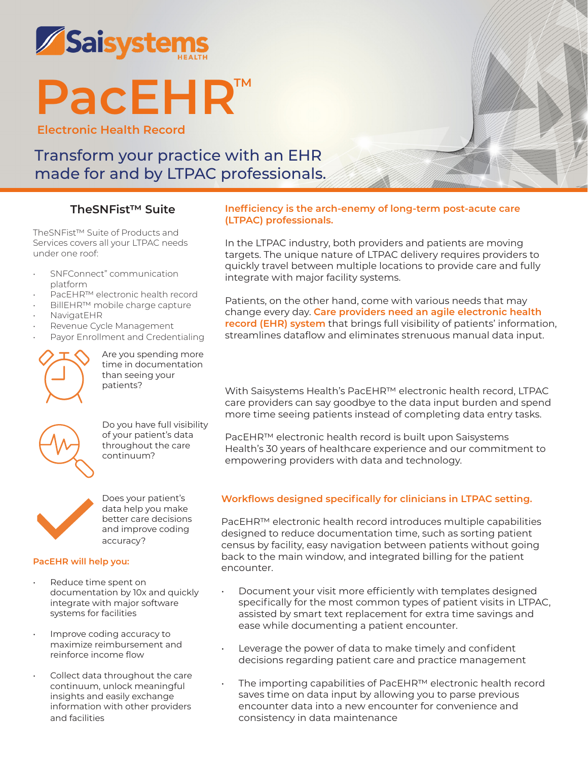# Saisystems HEALTH

# PacEHR™

## Electronic Health Record

Transform your practice with an EHR made for and by LTPAC professionals.

### TheSNFist™ Suite

TheSNFist™ Suite of Products and Services covers all your LTPAC needs under one roof:

- SNFConnect" communication platform
- PacEHR™ electronic health record
- BillEHR™ mobile charge capture
- NavigatEHR
- Revenue Cycle Management
- Payor Enrollment and Credentialing

Are you spending more time in documentation than seeing your patients?

Do you have full visibility of your patient's data throughout the care continuum?

Does your patient's data help you make better care decisions and improve coding accuracy?

**PacEHR will help you:**

- Reduce time spent on documentation by 10x and quickly integrate with major software systems for facilities
- Improve coding accuracy to maximize reimbursement and reinforce income flow
- Collect data throughout the care continuum, unlock meaningful insights and easily exchange information with other providers and facilities

**Inefficiency is the arch-enemy of long-term post-acute care (LTPAC) professionals.**

In the LTPAC industry, both providers and patients are moving targets. The unique nature of LTPAC delivery requires providers to quickly travel between multiple locations to provide care and fully integrate with major facility systems.

Patients, on the other hand, come with various needs that may change every day. **Care providers need an agile electronic health record (EHR) system** that brings full visibility of patients' information, streamlines dataflow and eliminates strenuous manual data input.

With Saisystems Health's PacEHR™ electronic health record, LTPAC care providers can say goodbye to the data input burden and spend more time seeing patients instead of completing data entry tasks.

PacEHR™ electronic health record is built upon Saisystems Health's 30 years of healthcare experience and our commitment to empowering providers with data and technology.

**Workflows designed specifically for clinicians in LTPAC setting.**

PacEHR™ electronic health record introduces multiple capabilities designed to reduce documentation time, such as sorting patient census by facility, easy navigation between patients without going back to the main window, and integrated billing for the patient encounter.

- Document your visit more efficiently with templates designed specifically for the most common types of patient visits in LTPAC, assisted by smart text replacement for extra time savings and ease while documenting a patient encounter.
- Leverage the power of data to make timely and confident decisions regarding patient care and practice management
- The importing capabilities of PacEHR™ electronic health record saves time on data input by allowing you to parse previous encounter data into a new encounter for convenience and consistency in data maintenance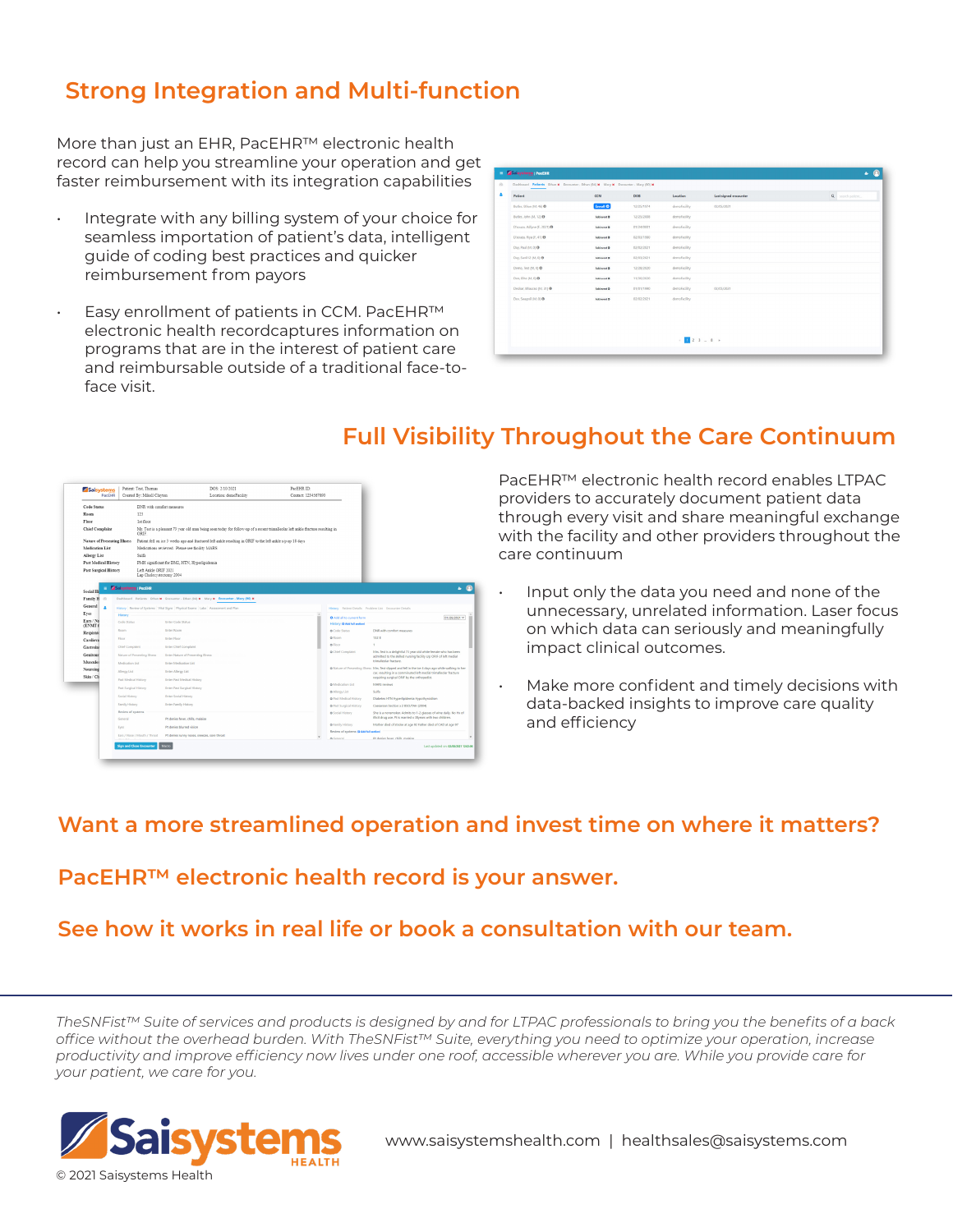## Strong Integration and Multi-function

More than just an EHR, PacEHR™ electronic health record can help you streamline your operation and get faster reimbursement with its integration capabilities

- Integrate with any billing system of your choice for seamless importation of patient's data, intelligent guide of coding best practices and quicker reimbursement from payors
- Easy enrollment of patients in CCM. PacEHR™ electronic health recordcaptures information on programs that are in the interest of patient care and reimbursable outside of a traditional face-to-face visit.

## Full Visibility Throughout the Care Continuum

PacEHR™ electronic health record enables LTPAC providers to accurately document patient data through every visit and share meaningful exchange with the facility and other providers throughout the care continuum

- Input only the data you need and none of the unnecessary, unrelated information. Laser focus on which data can seriously and meaningfully impact clinical outcomes.
- Make more confident and timely decisions with data-backed insights to improve care quality and efficiency

## Want a more streamlined operation and invest time on where it matters?

## PacEHR™ electronic health record is your answer.

## See how it works in real life or book a consultation with our team.

*TheSNFist™ Suite of services and products is designed by and for LTPAC professionals to bring you the benefits of a back office without the overhead burden. With TheSNFist™ Suite, everything you need to optimize your operation, increase productivity and improve efficiency now lives under one roof, accessible wherever you are. While you provide care for your patient, we care for you.*

Saisystems HEALTH

© 2021 Saisystems Health

www.saisystemshealth.com | healthsales@saisystems.com